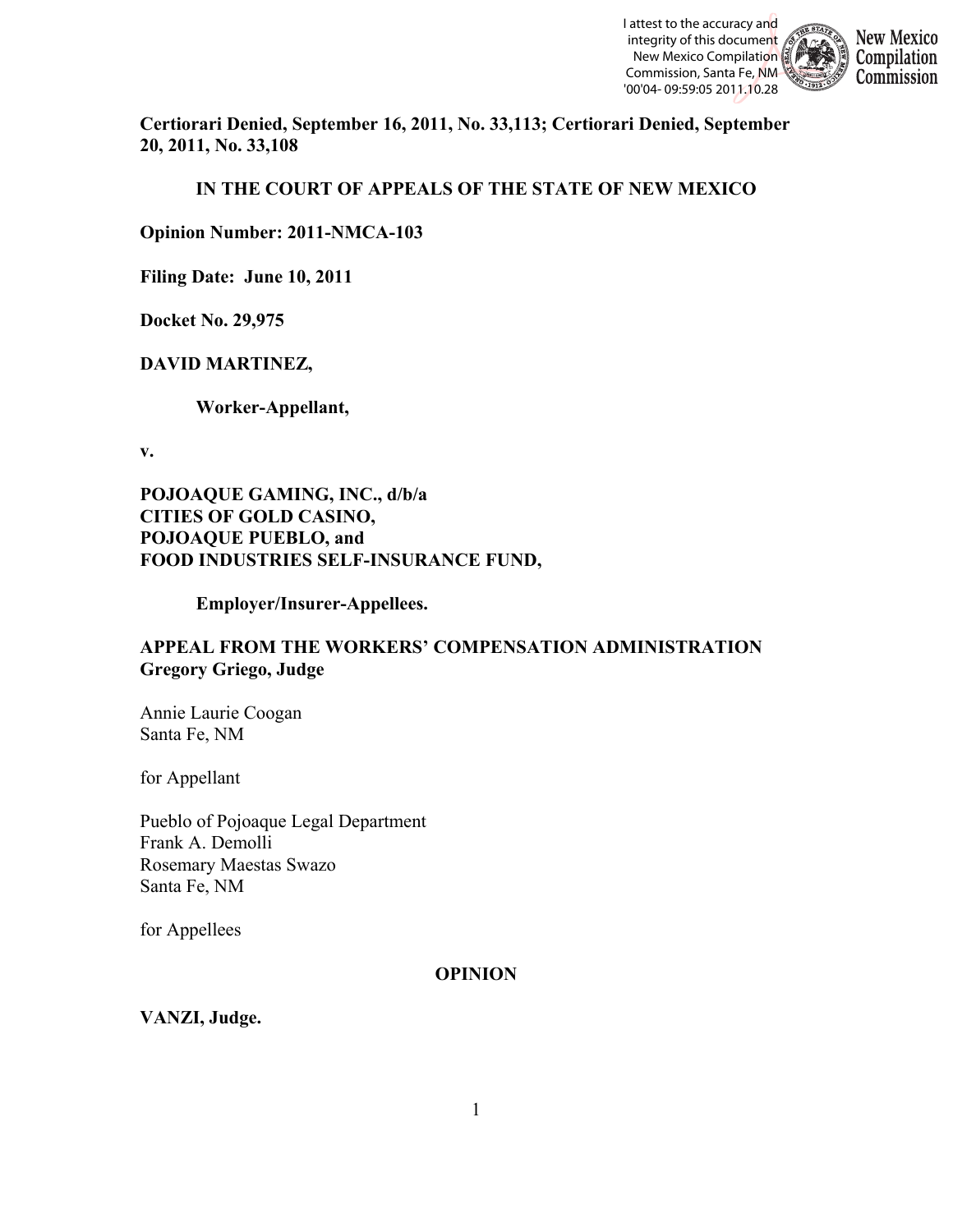**Certiorari Denied, September 16, 2011, No. 33,113; Certiorari Denied, September 20, 2011, No. 33,108**

**IN THE COURT OF APPEALS OF THE STATE OF NEW MEXICO**

**Opinion Number: 2011-NMCA-103**

**Filing Date: June 10, 2011**

**Docket No. 29,975**

**DAVID MARTINEZ,**

**Worker-Appellant,**

**v.**

**POJOAQUE GAMING, INC., d/b/a CITIES OF GOLD CASINO, POJOAQUE PUEBLO, and FOOD INDUSTRIES SELF-INSURANCE FUND,**

**Employer/Insurer-Appellees.**

**APPEAL FROM THE WORKERS' COMPENSATION ADMINISTRATION**
**Gregory Griego, Judge**

Annie Laurie Coogan
Santa Fe, NM

for Appellant

Pueblo of Pojoaque Legal Department
Frank A. Demolli
Rosemary Maestas Swazo
Santa Fe, NM

for Appellees

**OPINION**

**VANZI, Judge.**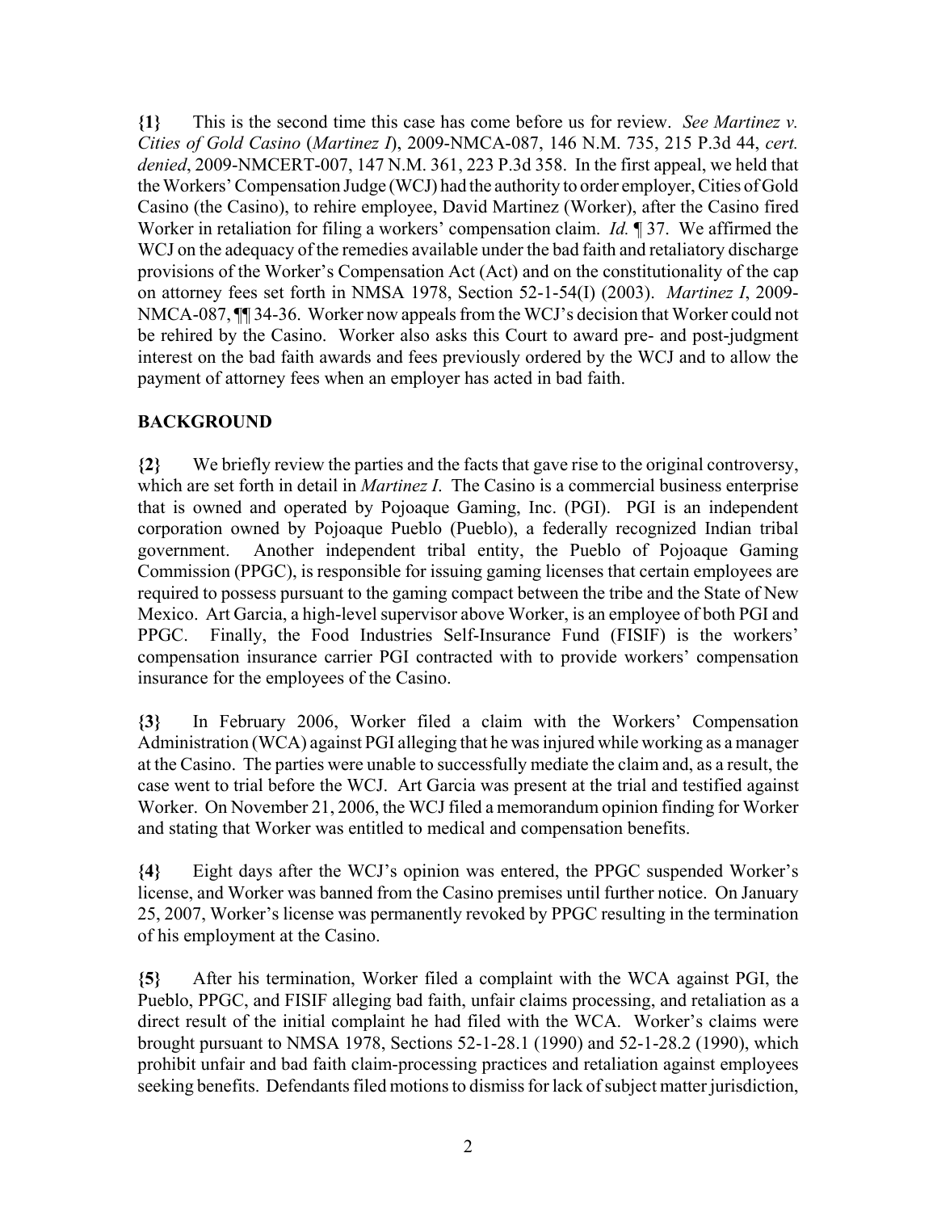**{1}** This is the second time this case has come before us for review. *See Martinez v. Cities of Gold Casino* (*Martinez I*), 2009-NMCA-087, 146 N.M. 735, 215 P.3d 44, *cert. denied*, 2009-NMCERT-007, 147 N.M. 361, 223 P.3d 358. In the first appeal, we held that the Workers' Compensation Judge (WCJ) had the authority to order employer, Cities of Gold Casino (the Casino), to rehire employee, David Martinez (Worker), after the Casino fired Worker in retaliation for filing a workers' compensation claim. *Id.* ¶ 37. We affirmed the WCJ on the adequacy of the remedies available under the bad faith and retaliatory discharge provisions of the Worker's Compensation Act (Act) and on the constitutionality of the cap on attorney fees set forth in NMSA 1978, Section 52-1-54(I) (2003). *Martinez I*, 2009-NMCA-087, ¶¶ 34-36. Worker now appeals from the WCJ's decision that Worker could not be rehired by the Casino. Worker also asks this Court to award pre- and post-judgment interest on the bad faith awards and fees previously ordered by the WCJ and to allow the payment of attorney fees when an employer has acted in bad faith.

## BACKGROUND

**{2}** We briefly review the parties and the facts that gave rise to the original controversy, which are set forth in detail in *Martinez I*. The Casino is a commercial business enterprise that is owned and operated by Pojoaque Gaming, Inc. (PGI). PGI is an independent corporation owned by Pojoaque Pueblo (Pueblo), a federally recognized Indian tribal government. Another independent tribal entity, the Pueblo of Pojoaque Gaming Commission (PPGC), is responsible for issuing gaming licenses that certain employees are required to possess pursuant to the gaming compact between the tribe and the State of New Mexico. Art Garcia, a high-level supervisor above Worker, is an employee of both PGI and PPGC. Finally, the Food Industries Self-Insurance Fund (FISIF) is the workers' compensation insurance carrier PGI contracted with to provide workers' compensation insurance for the employees of the Casino.

**{3}** In February 2006, Worker filed a claim with the Workers' Compensation Administration (WCA) against PGI alleging that he was injured while working as a manager at the Casino. The parties were unable to successfully mediate the claim and, as a result, the case went to trial before the WCJ. Art Garcia was present at the trial and testified against Worker. On November 21, 2006, the WCJ filed a memorandum opinion finding for Worker and stating that Worker was entitled to medical and compensation benefits.

**{4}** Eight days after the WCJ's opinion was entered, the PPGC suspended Worker's license, and Worker was banned from the Casino premises until further notice. On January 25, 2007, Worker's license was permanently revoked by PPGC resulting in the termination of his employment at the Casino.

**{5}** After his termination, Worker filed a complaint with the WCA against PGI, the Pueblo, PPGC, and FISIF alleging bad faith, unfair claims processing, and retaliation as a direct result of the initial complaint he had filed with the WCA. Worker's claims were brought pursuant to NMSA 1978, Sections 52-1-28.1 (1990) and 52-1-28.2 (1990), which prohibit unfair and bad faith claim-processing practices and retaliation against employees seeking benefits. Defendants filed motions to dismiss for lack of subject matter jurisdiction,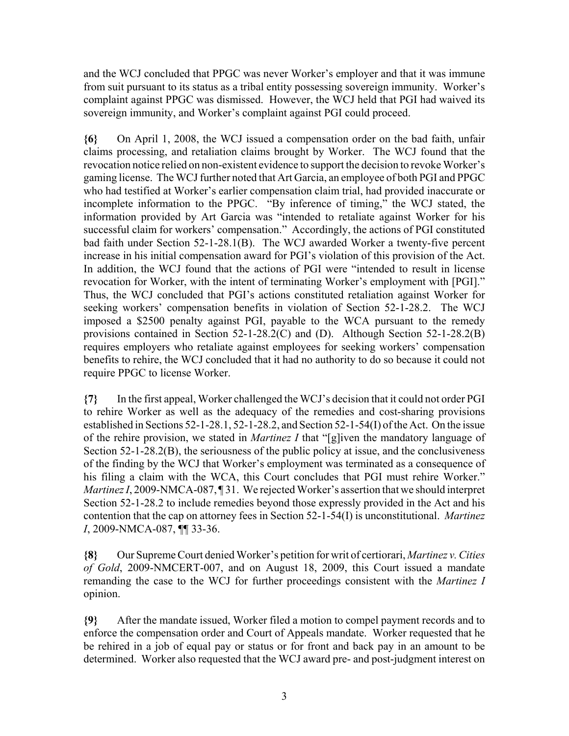and the WCJ concluded that PPGC was never Worker's employer and that it was immune from suit pursuant to its status as a tribal entity possessing sovereign immunity. Worker's complaint against PPGC was dismissed. However, the WCJ held that PGI had waived its sovereign immunity, and Worker's complaint against PGI could proceed.

**{6}** On April 1, 2008, the WCJ issued a compensation order on the bad faith, unfair claims processing, and retaliation claims brought by Worker. The WCJ found that the revocation notice relied on non-existent evidence to support the decision to revoke Worker's gaming license. The WCJ further noted that Art Garcia, an employee of both PGI and PPGC who had testified at Worker's earlier compensation claim trial, had provided inaccurate or incomplete information to the PPGC. "By inference of timing," the WCJ stated, the information provided by Art Garcia was "intended to retaliate against Worker for his successful claim for workers' compensation." Accordingly, the actions of PGI constituted bad faith under Section 52-1-28.1(B). The WCJ awarded Worker a twenty-five percent increase in his initial compensation award for PGI's violation of this provision of the Act. In addition, the WCJ found that the actions of PGI were "intended to result in license revocation for Worker, with the intent of terminating Worker's employment with [PGI]." Thus, the WCJ concluded that PGI's actions constituted retaliation against Worker for seeking workers' compensation benefits in violation of Section 52-1-28.2. The WCJ imposed a $2500 penalty against PGI, payable to the WCA pursuant to the remedy provisions contained in Section 52-1-28.2(C) and (D). Although Section 52-1-28.2(B) requires employers who retaliate against employees for seeking workers' compensation benefits to rehire, the WCJ concluded that it had no authority to do so because it could not require PPGC to license Worker.

**{7}** In the first appeal, Worker challenged the WCJ's decision that it could not order PGI to rehire Worker as well as the adequacy of the remedies and cost-sharing provisions established in Sections 52-1-28.1, 52-1-28.2, and Section 52-1-54(I) of the Act. On the issue of the rehire provision, we stated in *Martinez I* that "[g]iven the mandatory language of Section 52-1-28.2(B), the seriousness of the public policy at issue, and the conclusiveness of the finding by the WCJ that Worker's employment was terminated as a consequence of his filing a claim with the WCA, this Court concludes that PGI must rehire Worker." *Martinez I*, 2009-NMCA-087, ¶ 31. We rejected Worker's assertion that we should interpret Section 52-1-28.2 to include remedies beyond those expressly provided in the Act and his contention that the cap on attorney fees in Section 52-1-54(I) is unconstitutional. *Martinez I*, 2009-NMCA-087, ¶¶ 33-36.

**{8}** Our Supreme Court denied Worker's petition for writ of certiorari, *Martinez v. Cities of Gold*, 2009-NMCERT-007, and on August 18, 2009, this Court issued a mandate remanding the case to the WCJ for further proceedings consistent with the *Martinez I* opinion.

**{9}** After the mandate issued, Worker filed a motion to compel payment records and to enforce the compensation order and Court of Appeals mandate. Worker requested that he be rehired in a job of equal pay or status or for front and back pay in an amount to be determined. Worker also requested that the WCJ award pre- and post-judgment interest on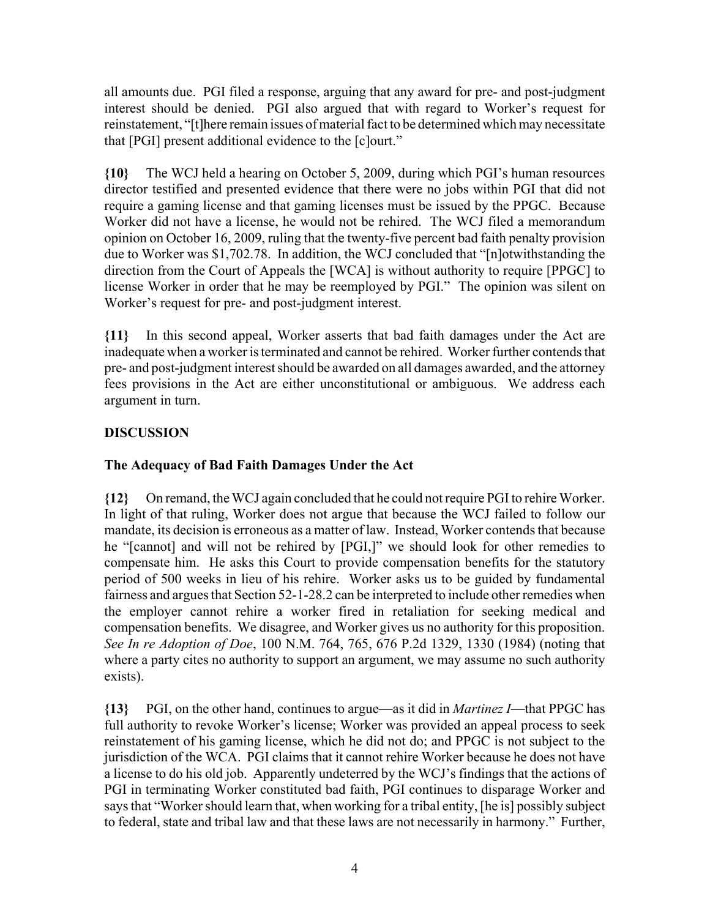all amounts due. PGI filed a response, arguing that any award for pre- and post-judgment interest should be denied. PGI also argued that with regard to Worker's request for reinstatement, "[t]here remain issues of material fact to be determined which may necessitate that [PGI] present additional evidence to the [c]ourt."

**{10}** The WCJ held a hearing on October 5, 2009, during which PGI's human resources director testified and presented evidence that there were no jobs within PGI that did not require a gaming license and that gaming licenses must be issued by the PPGC. Because Worker did not have a license, he would not be rehired. The WCJ filed a memorandum opinion on October 16, 2009, ruling that the twenty-five percent bad faith penalty provision due to Worker was $1,702.78. In addition, the WCJ concluded that "[n]otwithstanding the direction from the Court of Appeals the [WCA] is without authority to require [PPGC] to license Worker in order that he may be reemployed by PGI." The opinion was silent on Worker's request for pre- and post-judgment interest.

**{11}** In this second appeal, Worker asserts that bad faith damages under the Act are inadequate when a worker is terminated and cannot be rehired. Worker further contends that pre- and post-judgment interest should be awarded on all damages awarded, and the attorney fees provisions in the Act are either unconstitutional or ambiguous. We address each argument in turn.

## DISCUSSION

### The Adequacy of Bad Faith Damages Under the Act

**{12}** On remand, the WCJ again concluded that he could not require PGI to rehire Worker. In light of that ruling, Worker does not argue that because the WCJ failed to follow our mandate, its decision is erroneous as a matter of law. Instead, Worker contends that because he "[cannot] and will not be rehired by [PGI,]" we should look for other remedies to compensate him. He asks this Court to provide compensation benefits for the statutory period of 500 weeks in lieu of his rehire. Worker asks us to be guided by fundamental fairness and argues that Section 52-1-28.2 can be interpreted to include other remedies when the employer cannot rehire a worker fired in retaliation for seeking medical and compensation benefits. We disagree, and Worker gives us no authority for this proposition. *See In re Adoption of Doe*, 100 N.M. 764, 765, 676 P.2d 1329, 1330 (1984) (noting that where a party cites no authority to support an argument, we may assume no such authority exists).

**{13}** PGI, on the other hand, continues to argue—as it did in *Martinez I*—that PPGC has full authority to revoke Worker's license; Worker was provided an appeal process to seek reinstatement of his gaming license, which he did not do; and PPGC is not subject to the jurisdiction of the WCA. PGI claims that it cannot rehire Worker because he does not have a license to do his old job. Apparently undeterred by the WCJ's findings that the actions of PGI in terminating Worker constituted bad faith, PGI continues to disparage Worker and says that "Worker should learn that, when working for a tribal entity, [he is] possibly subject to federal, state and tribal law and that these laws are not necessarily in harmony." Further,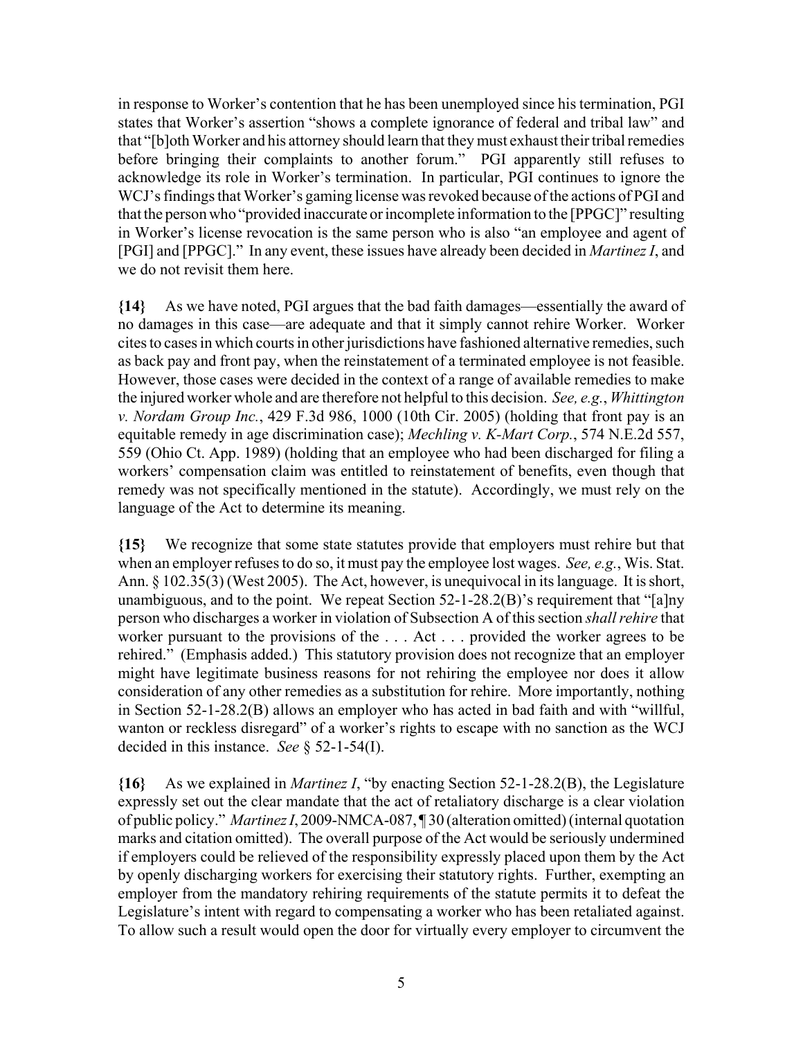in response to Worker's contention that he has been unemployed since his termination, PGI states that Worker's assertion "shows a complete ignorance of federal and tribal law" and that "[b]oth Worker and his attorney should learn that they must exhaust their tribal remedies before bringing their complaints to another forum." PGI apparently still refuses to acknowledge its role in Worker's termination. In particular, PGI continues to ignore the WCJ's findings that Worker's gaming license was revoked because of the actions of PGI and that the person who "provided inaccurate or incomplete information to the [PPGC]" resulting in Worker's license revocation is the same person who is also "an employee and agent of [PGI] and [PPGC]." In any event, these issues have already been decided in *Martinez I*, and we do not revisit them here.

**{14}** As we have noted, PGI argues that the bad faith damages—essentially the award of no damages in this case—are adequate and that it simply cannot rehire Worker. Worker cites to cases in which courts in other jurisdictions have fashioned alternative remedies, such as back pay and front pay, when the reinstatement of a terminated employee is not feasible. However, those cases were decided in the context of a range of available remedies to make the injured worker whole and are therefore not helpful to this decision. *See, e.g.*, *Whittington v. Nordam Group Inc.*, 429 F.3d 986, 1000 (10th Cir. 2005) (holding that front pay is an equitable remedy in age discrimination case); *Mechling v. K-Mart Corp.*, 574 N.E.2d 557, 559 (Ohio Ct. App. 1989) (holding that an employee who had been discharged for filing a workers' compensation claim was entitled to reinstatement of benefits, even though that remedy was not specifically mentioned in the statute). Accordingly, we must rely on the language of the Act to determine its meaning.

**{15}** We recognize that some state statutes provide that employers must rehire but that when an employer refuses to do so, it must pay the employee lost wages. *See, e.g.*, Wis. Stat. Ann. § 102.35(3) (West 2005). The Act, however, is unequivocal in its language. It is short, unambiguous, and to the point. We repeat Section 52-1-28.2(B)'s requirement that "[a]ny person who discharges a worker in violation of Subsection A of this section *shall rehire* that worker pursuant to the provisions of the . . . Act . . . provided the worker agrees to be rehired." (Emphasis added.) This statutory provision does not recognize that an employer might have legitimate business reasons for not rehiring the employee nor does it allow consideration of any other remedies as a substitution for rehire. More importantly, nothing in Section 52-1-28.2(B) allows an employer who has acted in bad faith and with "willful, wanton or reckless disregard" of a worker's rights to escape with no sanction as the WCJ decided in this instance. *See* § 52-1-54(I).

**{16}** As we explained in *Martinez I*, "by enacting Section 52-1-28.2(B), the Legislature expressly set out the clear mandate that the act of retaliatory discharge is a clear violation of public policy." *Martinez I*, 2009-NMCA-087, ¶ 30 (alteration omitted) (internal quotation marks and citation omitted). The overall purpose of the Act would be seriously undermined if employers could be relieved of the responsibility expressly placed upon them by the Act by openly discharging workers for exercising their statutory rights. Further, exempting an employer from the mandatory rehiring requirements of the statute permits it to defeat the Legislature's intent with regard to compensating a worker who has been retaliated against. To allow such a result would open the door for virtually every employer to circumvent the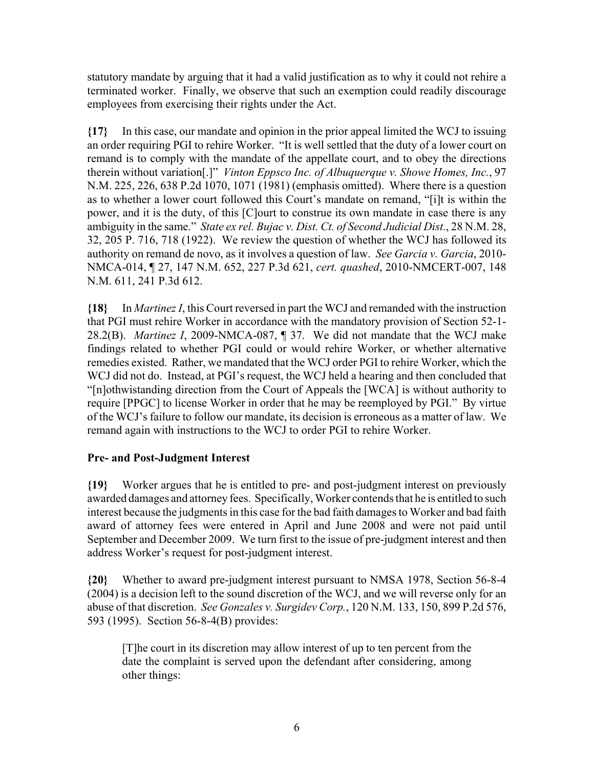statutory mandate by arguing that it had a valid justification as to why it could not rehire a terminated worker. Finally, we observe that such an exemption could readily discourage employees from exercising their rights under the Act.

**{17}** In this case, our mandate and opinion in the prior appeal limited the WCJ to issuing an order requiring PGI to rehire Worker. "It is well settled that the duty of a lower court on remand is to comply with the mandate of the appellate court, and to obey the directions therein without variation[.]" *Vinton Eppsco Inc. of Albuquerque v. Showe Homes, Inc.*, 97 N.M. 225, 226, 638 P.2d 1070, 1071 (1981) (emphasis omitted). Where there is a question as to whether a lower court followed this Court's mandate on remand, "[i]t is within the power, and it is the duty, of this [C]ourt to construe its own mandate in case there is any ambiguity in the same." *State ex rel. Bujac v. Dist. Ct. of Second Judicial Dist.*, 28 N.M. 28, 32, 205 P. 716, 718 (1922). We review the question of whether the WCJ has followed its authority on remand de novo, as it involves a question of law. *See Garcia v. Garcia*, 2010-NMCA-014, ¶ 27, 147 N.M. 652, 227 P.3d 621, *cert. quashed*, 2010-NMCERT-007, 148 N.M. 611, 241 P.3d 612.

**{18}** In *Martinez I*, this Court reversed in part the WCJ and remanded with the instruction that PGI must rehire Worker in accordance with the mandatory provision of Section 52-1-28.2(B). *Martinez I*, 2009-NMCA-087, ¶ 37. We did not mandate that the WCJ make findings related to whether PGI could or would rehire Worker, or whether alternative remedies existed. Rather, we mandated that the WCJ order PGI to rehire Worker, which the WCJ did not do. Instead, at PGI's request, the WCJ held a hearing and then concluded that "[n]othwistanding direction from the Court of Appeals the [WCA] is without authority to require [PPGC] to license Worker in order that he may be reemployed by PGI." By virtue of the WCJ's failure to follow our mandate, its decision is erroneous as a matter of law. We remand again with instructions to the WCJ to order PGI to rehire Worker.

### Pre- and Post-Judgment Interest

**{19}** Worker argues that he is entitled to pre- and post-judgment interest on previously awarded damages and attorney fees. Specifically, Worker contends that he is entitled to such interest because the judgments in this case for the bad faith damages to Worker and bad faith award of attorney fees were entered in April and June 2008 and were not paid until September and December 2009. We turn first to the issue of pre-judgment interest and then address Worker's request for post-judgment interest.

**{20}** Whether to award pre-judgment interest pursuant to NMSA 1978, Section 56-8-4 (2004) is a decision left to the sound discretion of the WCJ, and we will reverse only for an abuse of that discretion. *See Gonzales v. Surgidev Corp.*, 120 N.M. 133, 150, 899 P.2d 576, 593 (1995). Section 56-8-4(B) provides:

> [T]he court in its discretion may allow interest of up to ten percent from the date the complaint is served upon the defendant after considering, among other things: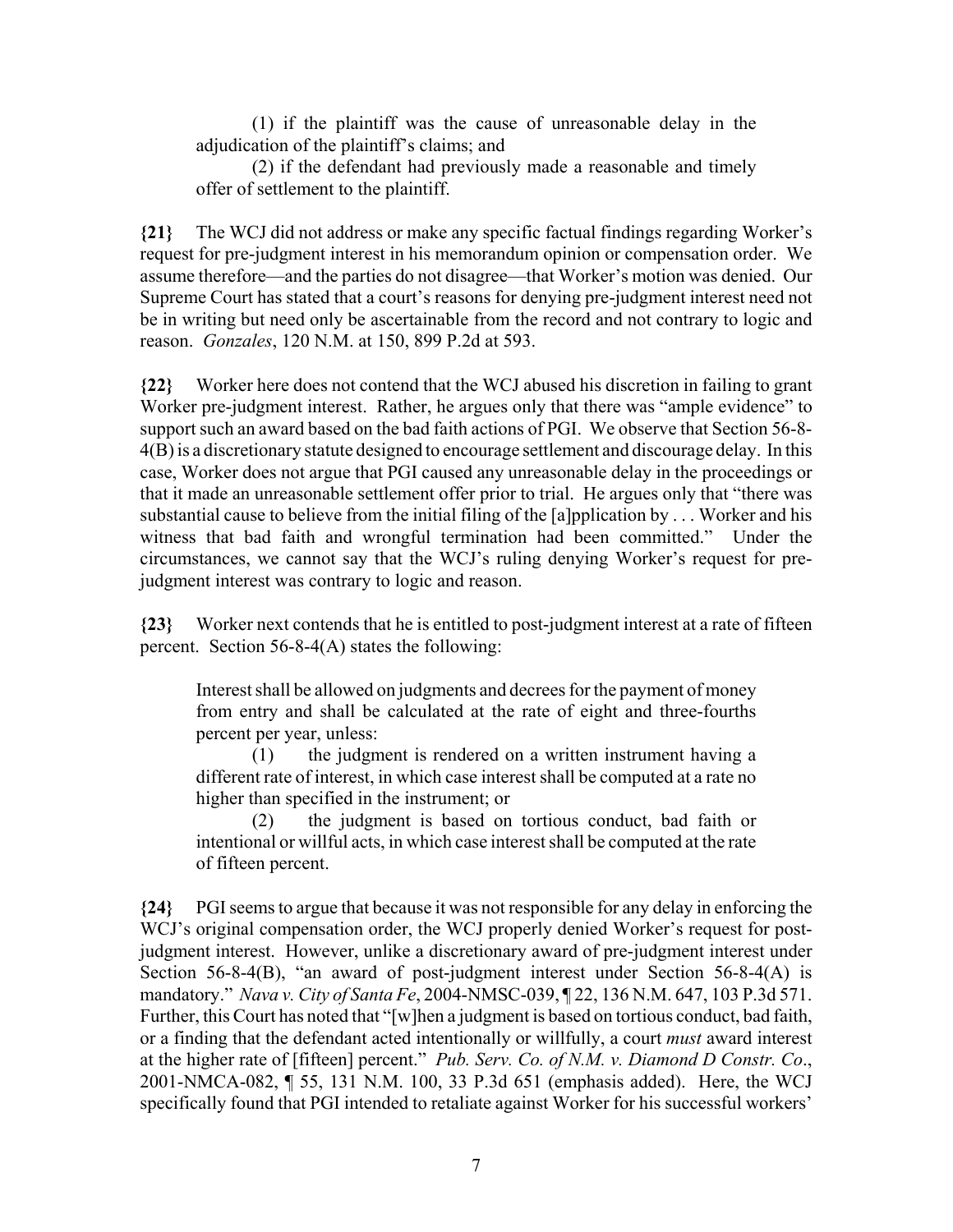(1) if the plaintiff was the cause of unreasonable delay in the adjudication of the plaintiff's claims; and

(2) if the defendant had previously made a reasonable and timely offer of settlement to the plaintiff.

**{21}** The WCJ did not address or make any specific factual findings regarding Worker's request for pre-judgment interest in his memorandum opinion or compensation order. We assume therefore—and the parties do not disagree—that Worker's motion was denied. Our Supreme Court has stated that a court's reasons for denying pre-judgment interest need not be in writing but need only be ascertainable from the record and not contrary to logic and reason. *Gonzales*, 120 N.M. at 150, 899 P.2d at 593.

**{22}** Worker here does not contend that the WCJ abused his discretion in failing to grant Worker pre-judgment interest. Rather, he argues only that there was "ample evidence" to support such an award based on the bad faith actions of PGI. We observe that Section 56-8-4(B) is a discretionary statute designed to encourage settlement and discourage delay. In this case, Worker does not argue that PGI caused any unreasonable delay in the proceedings or that it made an unreasonable settlement offer prior to trial. He argues only that "there was substantial cause to believe from the initial filing of the [a]pplication by . . . Worker and his witness that bad faith and wrongful termination had been committed." Under the circumstances, we cannot say that the WCJ's ruling denying Worker's request for pre-judgment interest was contrary to logic and reason.

**{23}** Worker next contends that he is entitled to post-judgment interest at a rate of fifteen percent. Section 56-8-4(A) states the following:

> Interest shall be allowed on judgments and decrees for the payment of money from entry and shall be calculated at the rate of eight and three-fourths percent per year, unless:
>
> (1) the judgment is rendered on a written instrument having a different rate of interest, in which case interest shall be computed at a rate no higher than specified in the instrument; or
>
> (2) the judgment is based on tortious conduct, bad faith or intentional or willful acts, in which case interest shall be computed at the rate of fifteen percent.

**{24}** PGI seems to argue that because it was not responsible for any delay in enforcing the WCJ's original compensation order, the WCJ properly denied Worker's request for post-judgment interest. However, unlike a discretionary award of pre-judgment interest under Section 56-8-4(B), "an award of post-judgment interest under Section 56-8-4(A) is mandatory." *Nava v. City of Santa Fe*, 2004-NMSC-039, ¶ 22, 136 N.M. 647, 103 P.3d 571. Further, this Court has noted that "[w]hen a judgment is based on tortious conduct, bad faith, or a finding that the defendant acted intentionally or willfully, a court *must* award interest at the higher rate of [fifteen] percent." *Pub. Serv. Co. of N.M. v. Diamond D Constr. Co*., 2001-NMCA-082, ¶ 55, 131 N.M. 100, 33 P.3d 651 (emphasis added). Here, the WCJ specifically found that PGI intended to retaliate against Worker for his successful workers'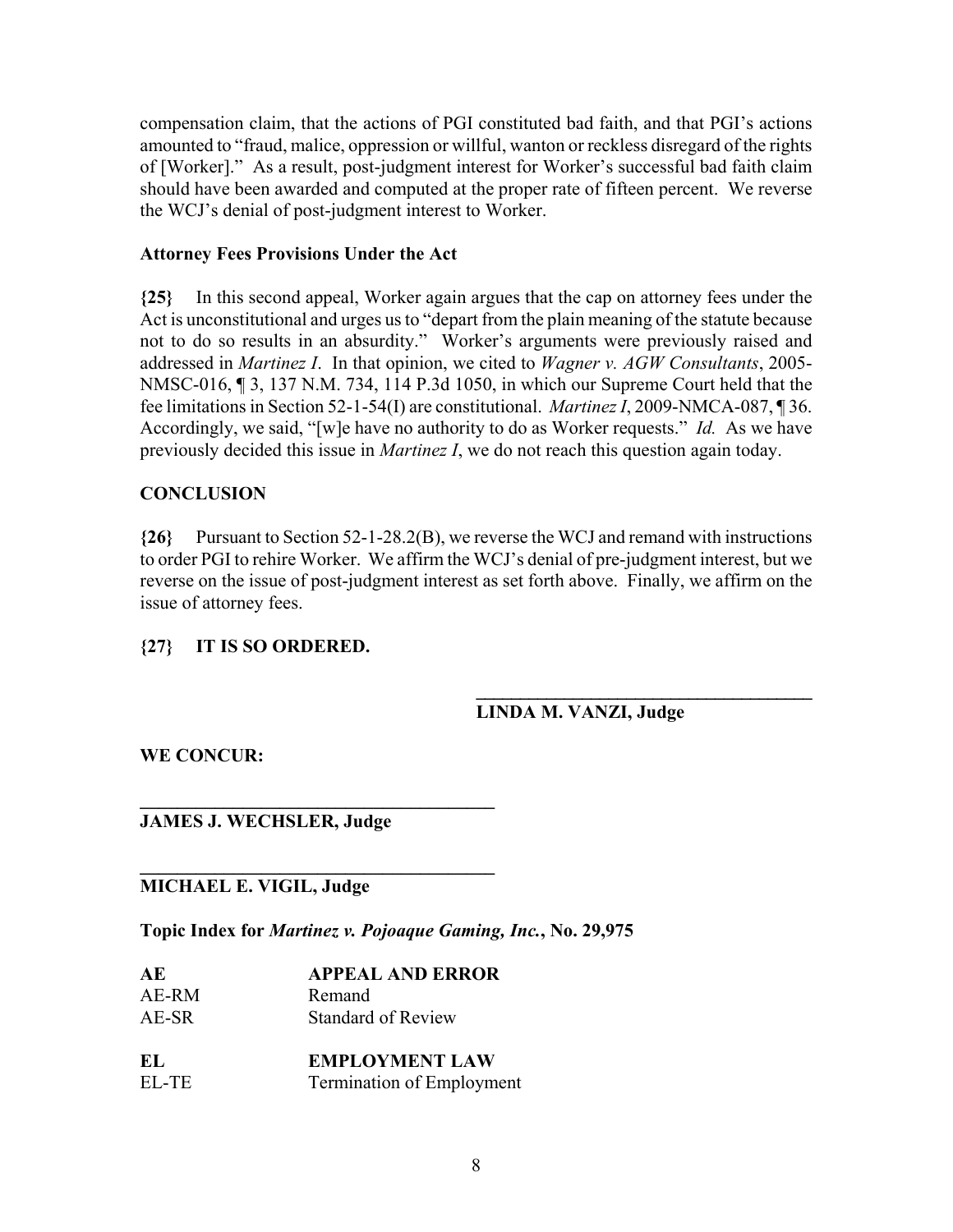compensation claim, that the actions of PGI constituted bad faith, and that PGI's actions amounted to "fraud, malice, oppression or willful, wanton or reckless disregard of the rights of [Worker]." As a result, post-judgment interest for Worker's successful bad faith claim should have been awarded and computed at the proper rate of fifteen percent. We reverse the WCJ's denial of post-judgment interest to Worker.

**Attorney Fees Provisions Under the Act**

**{25}** In this second appeal, Worker again argues that the cap on attorney fees under the Act is unconstitutional and urges us to "depart from the plain meaning of the statute because not to do so results in an absurdity." Worker's arguments were previously raised and addressed in *Martinez I*. In that opinion, we cited to *Wagner v. AGW Consultants*, 2005-NMSC-016, ¶ 3, 137 N.M. 734, 114 P.3d 1050, in which our Supreme Court held that the fee limitations in Section 52-1-54(I) are constitutional. *Martinez I*, 2009-NMCA-087, ¶ 36. Accordingly, we said, "[w]e have no authority to do as Worker requests." *Id.* As we have previously decided this issue in *Martinez I*, we do not reach this question again today.

**CONCLUSION**

**{26}** Pursuant to Section 52-1-28.2(B), we reverse the WCJ and remand with instructions to order PGI to rehire Worker. We affirm the WCJ's denial of pre-judgment interest, but we reverse on the issue of post-judgment interest as set forth above. Finally, we affirm on the issue of attorney fees.

**{27} IT IS SO ORDERED.**

______________________________________
**LINDA M. VANZI, Judge**

**WE CONCUR:**

______________________________________
**JAMES J. WECHSLER, Judge**

______________________________________
**MICHAEL E. VIGIL, Judge**

**Topic Index for *Martinez v. Pojoaque Gaming, Inc.*, No. 29,975**

| | |
|---|---|
| **AE** | **APPEAL AND ERROR** |
| AE-RM | Remand |
| AE-SR | Standard of Review |
| | |
| **EL** | **EMPLOYMENT LAW** |
| EL-TE | Termination of Employment |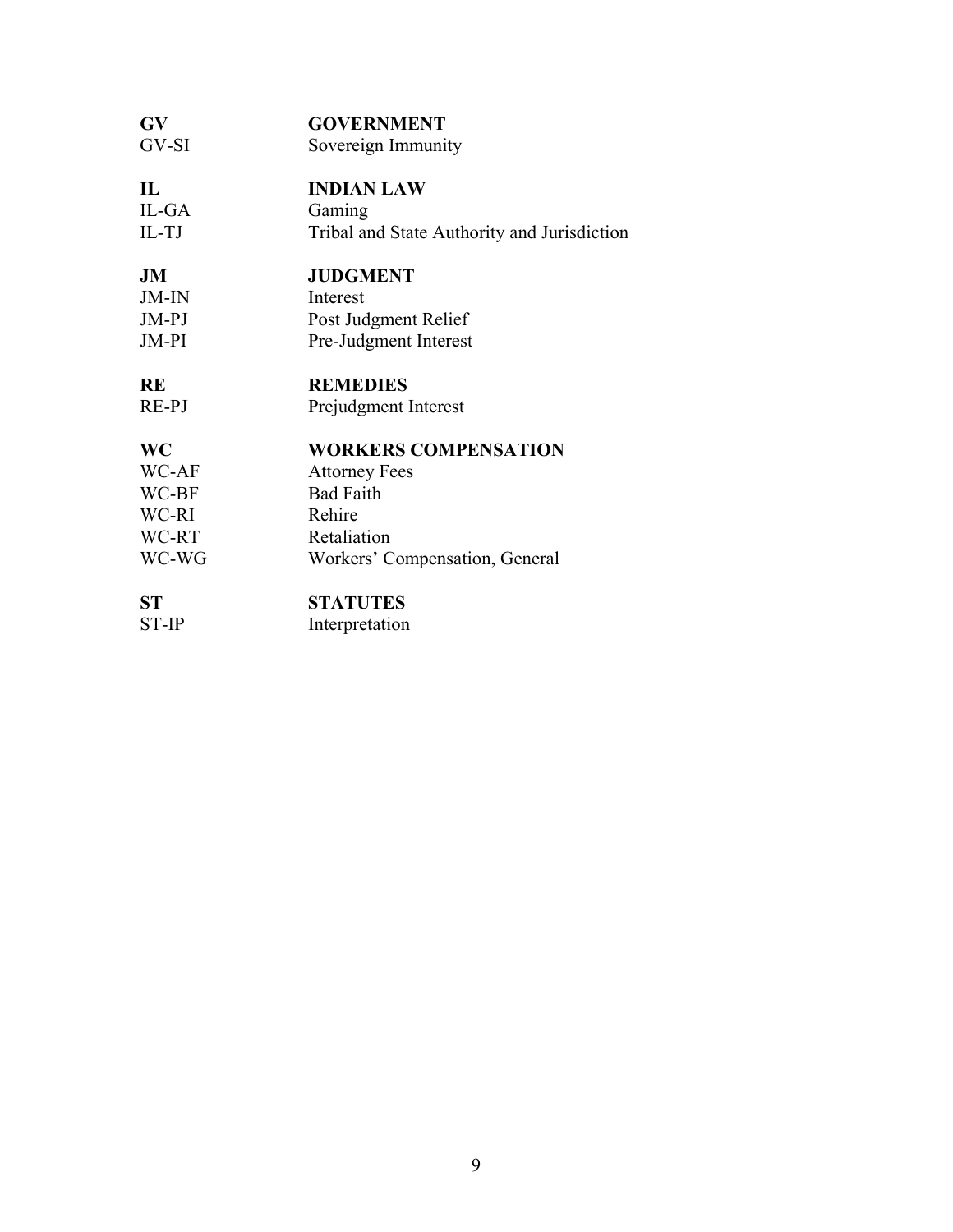| | |
|---|---|
| **GV** | **GOVERNMENT** |
| GV-SI | Sovereign Immunity |
| | |
| **IL** | **INDIAN LAW** |
| IL-GA | Gaming |
| IL-TJ | Tribal and State Authority and Jurisdiction |
| | |
| **JM** | **JUDGMENT** |
| JM-IN | Interest |
| JM-PJ | Post Judgment Relief |
| JM-PI | Pre-Judgment Interest |
| | |
| **RE** | **REMEDIES** |
| RE-PJ | Prejudgment Interest |
| | |
| **WC** | **WORKERS COMPENSATION** |
| WC-AF | Attorney Fees |
| WC-BF | Bad Faith |
| WC-RI | Rehire |
| WC-RT | Retaliation |
| WC-WG | Workers' Compensation, General |
| | |
| **ST** | **STATUTES** |
| ST-IP | Interpretation |